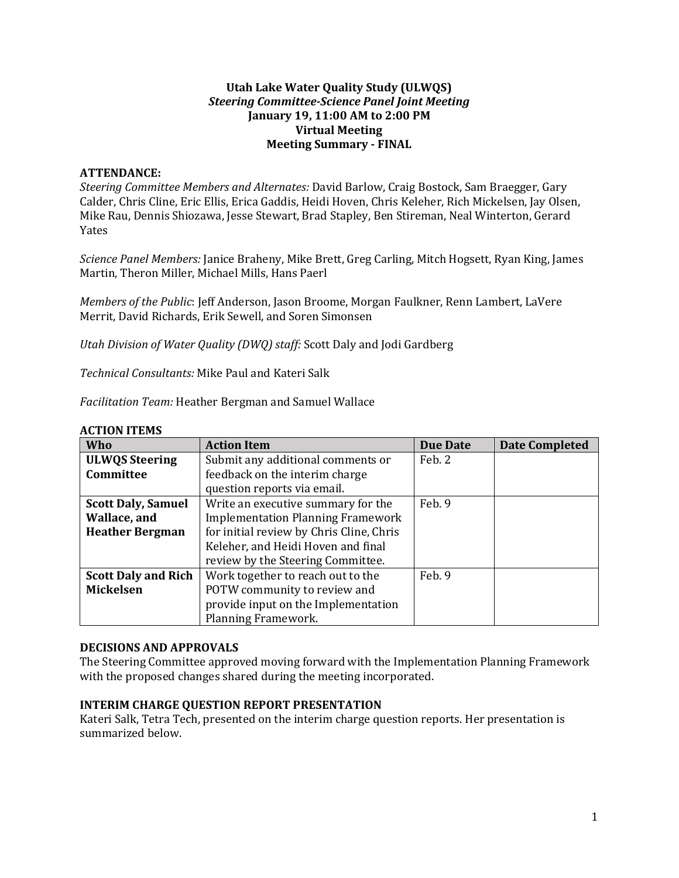# Utah Lake Water Quality Study (ULWQS)

***Steering Committee-Science Panel Joint Meeting***

**January 19, 11:00 AM to 2:00 PM**

**Virtual Meeting**

**Meeting Summary - FINAL**

**ATTENDANCE:**

*Steering Committee Members and Alternates:* David Barlow, Craig Bostock, Sam Braegger, Gary Calder, Chris Cline, Eric Ellis, Erica Gaddis, Heidi Hoven, Chris Keleher, Rich Mickelsen, Jay Olsen, Mike Rau, Dennis Shiozawa, Jesse Stewart, Brad Stapley, Ben Stireman, Neal Winterton, Gerard Yates

*Science Panel Members:* Janice Braheny, Mike Brett, Greg Carling, Mitch Hogsett, Ryan King, James Martin, Theron Miller, Michael Mills, Hans Paerl

*Members of the Public*: Jeff Anderson, Jason Broome, Morgan Faulkner, Renn Lambert, LaVere Merrit, David Richards, Erik Sewell, and Soren Simonsen

*Utah Division of Water Quality (DWQ) staff:* Scott Daly and Jodi Gardberg

*Technical Consultants:* Mike Paul and Kateri Salk

*Facilitation Team:* Heather Bergman and Samuel Wallace

**ACTION ITEMS**

| Who | Action Item | Due Date | Date Completed |
|---|---|---|---|
| **ULWQS Steering Committee** | Submit any additional comments or feedback on the interim charge question reports via email. | Feb. 2 | |
| **Scott Daly, Samuel Wallace, and Heather Bergman** | Write an executive summary for the Implementation Planning Framework for initial review by Chris Cline, Chris Keleher, and Heidi Hoven and final review by the Steering Committee. | Feb. 9 | |
| **Scott Daly and Rich Mickelsen** | Work together to reach out to the POTW community to review and provide input on the Implementation Planning Framework. | Feb. 9 | |

**DECISIONS AND APPROVALS**

The Steering Committee approved moving forward with the Implementation Planning Framework with the proposed changes shared during the meeting incorporated.

**INTERIM CHARGE QUESTION REPORT PRESENTATION**

Kateri Salk, Tetra Tech, presented on the interim charge question reports. Her presentation is summarized below.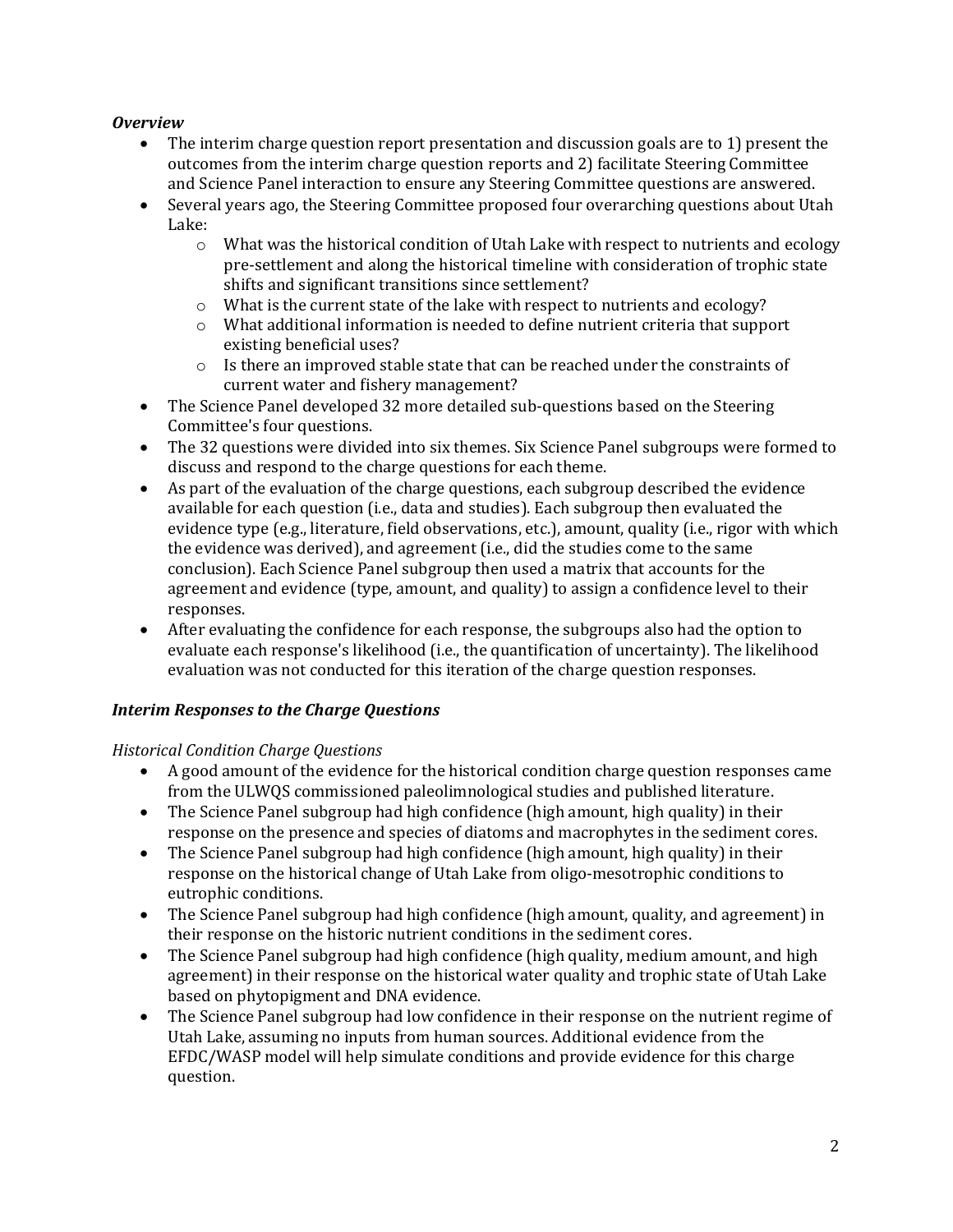***Overview***

- The interim charge question report presentation and discussion goals are to 1) present the outcomes from the interim charge question reports and 2) facilitate Steering Committee and Science Panel interaction to ensure any Steering Committee questions are answered.
- Several years ago, the Steering Committee proposed four overarching questions about Utah Lake:
  - What was the historical condition of Utah Lake with respect to nutrients and ecology pre-settlement and along the historical timeline with consideration of trophic state shifts and significant transitions since settlement?
  - What is the current state of the lake with respect to nutrients and ecology?
  - What additional information is needed to define nutrient criteria that support existing beneficial uses?
  - Is there an improved stable state that can be reached under the constraints of current water and fishery management?
- The Science Panel developed 32 more detailed sub-questions based on the Steering Committee's four questions.
- The 32 questions were divided into six themes. Six Science Panel subgroups were formed to discuss and respond to the charge questions for each theme.
- As part of the evaluation of the charge questions, each subgroup described the evidence available for each question (i.e., data and studies). Each subgroup then evaluated the evidence type (e.g., literature, field observations, etc.), amount, quality (i.e., rigor with which the evidence was derived), and agreement (i.e., did the studies come to the same conclusion). Each Science Panel subgroup then used a matrix that accounts for the agreement and evidence (type, amount, and quality) to assign a confidence level to their responses.
- After evaluating the confidence for each response, the subgroups also had the option to evaluate each response's likelihood (i.e., the quantification of uncertainty). The likelihood evaluation was not conducted for this iteration of the charge question responses.

***Interim Responses to the Charge Questions***

*Historical Condition Charge Questions*

- A good amount of the evidence for the historical condition charge question responses came from the ULWQS commissioned paleolimnological studies and published literature.
- The Science Panel subgroup had high confidence (high amount, high quality) in their response on the presence and species of diatoms and macrophytes in the sediment cores.
- The Science Panel subgroup had high confidence (high amount, high quality) in their response on the historical change of Utah Lake from oligo-mesotrophic conditions to eutrophic conditions.
- The Science Panel subgroup had high confidence (high amount, quality, and agreement) in their response on the historic nutrient conditions in the sediment cores.
- The Science Panel subgroup had high confidence (high quality, medium amount, and high agreement) in their response on the historical water quality and trophic state of Utah Lake based on phytopigment and DNA evidence.
- The Science Panel subgroup had low confidence in their response on the nutrient regime of Utah Lake, assuming no inputs from human sources. Additional evidence from the EFDC/WASP model will help simulate conditions and provide evidence for this charge question.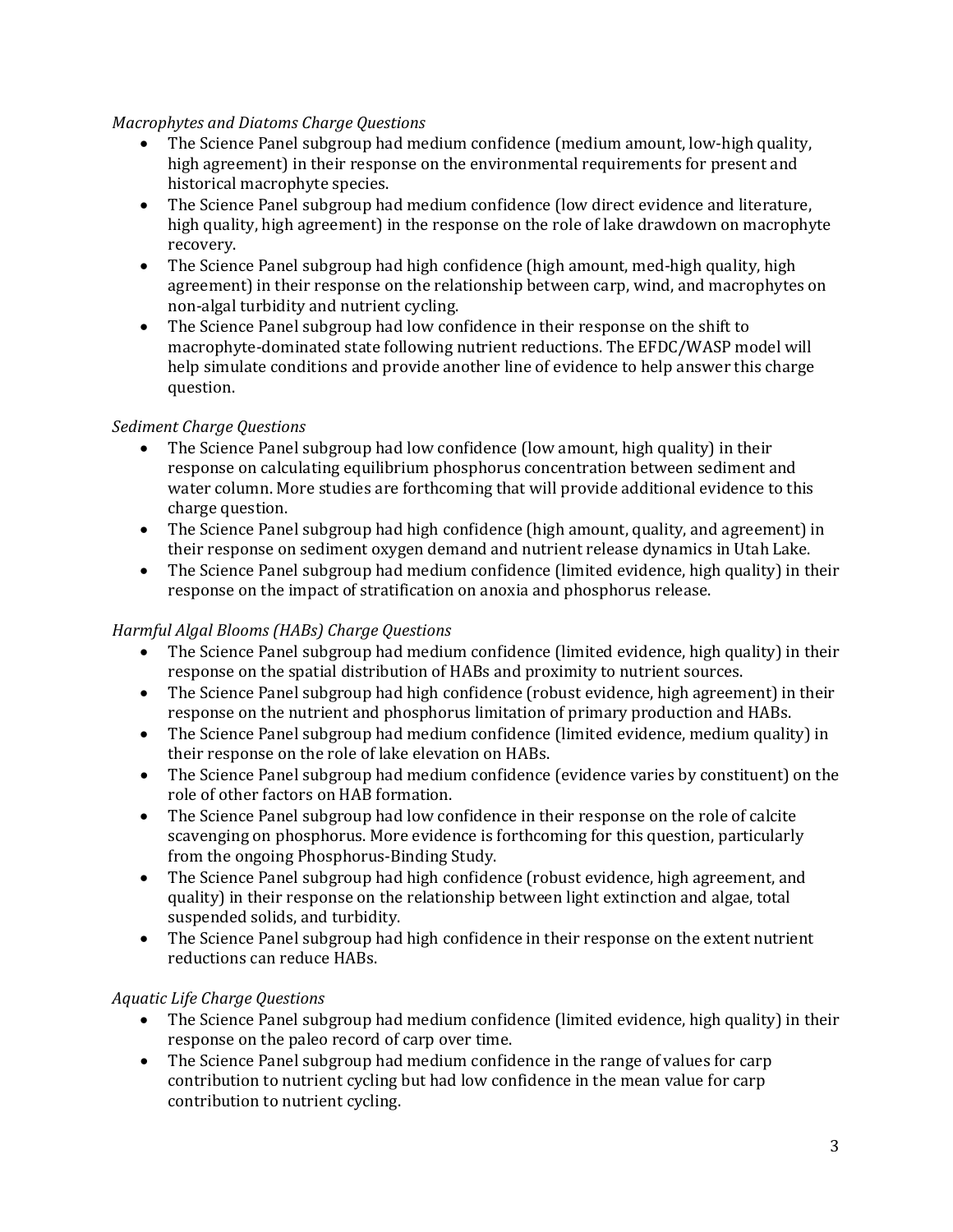*Macrophytes and Diatoms Charge Questions*

- The Science Panel subgroup had medium confidence (medium amount, low-high quality, high agreement) in their response on the environmental requirements for present and historical macrophyte species.
- The Science Panel subgroup had medium confidence (low direct evidence and literature, high quality, high agreement) in the response on the role of lake drawdown on macrophyte recovery.
- The Science Panel subgroup had high confidence (high amount, med-high quality, high agreement) in their response on the relationship between carp, wind, and macrophytes on non-algal turbidity and nutrient cycling.
- The Science Panel subgroup had low confidence in their response on the shift to macrophyte-dominated state following nutrient reductions. The EFDC/WASP model will help simulate conditions and provide another line of evidence to help answer this charge question.

*Sediment Charge Questions*

- The Science Panel subgroup had low confidence (low amount, high quality) in their response on calculating equilibrium phosphorus concentration between sediment and water column. More studies are forthcoming that will provide additional evidence to this charge question.
- The Science Panel subgroup had high confidence (high amount, quality, and agreement) in their response on sediment oxygen demand and nutrient release dynamics in Utah Lake.
- The Science Panel subgroup had medium confidence (limited evidence, high quality) in their response on the impact of stratification on anoxia and phosphorus release.

*Harmful Algal Blooms (HABs) Charge Questions*

- The Science Panel subgroup had medium confidence (limited evidence, high quality) in their response on the spatial distribution of HABs and proximity to nutrient sources.
- The Science Panel subgroup had high confidence (robust evidence, high agreement) in their response on the nutrient and phosphorus limitation of primary production and HABs.
- The Science Panel subgroup had medium confidence (limited evidence, medium quality) in their response on the role of lake elevation on HABs.
- The Science Panel subgroup had medium confidence (evidence varies by constituent) on the role of other factors on HAB formation.
- The Science Panel subgroup had low confidence in their response on the role of calcite scavenging on phosphorus. More evidence is forthcoming for this question, particularly from the ongoing Phosphorus-Binding Study.
- The Science Panel subgroup had high confidence (robust evidence, high agreement, and quality) in their response on the relationship between light extinction and algae, total suspended solids, and turbidity.
- The Science Panel subgroup had high confidence in their response on the extent nutrient reductions can reduce HABs.

*Aquatic Life Charge Questions*

- The Science Panel subgroup had medium confidence (limited evidence, high quality) in their response on the paleo record of carp over time.
- The Science Panel subgroup had medium confidence in the range of values for carp contribution to nutrient cycling but had low confidence in the mean value for carp contribution to nutrient cycling.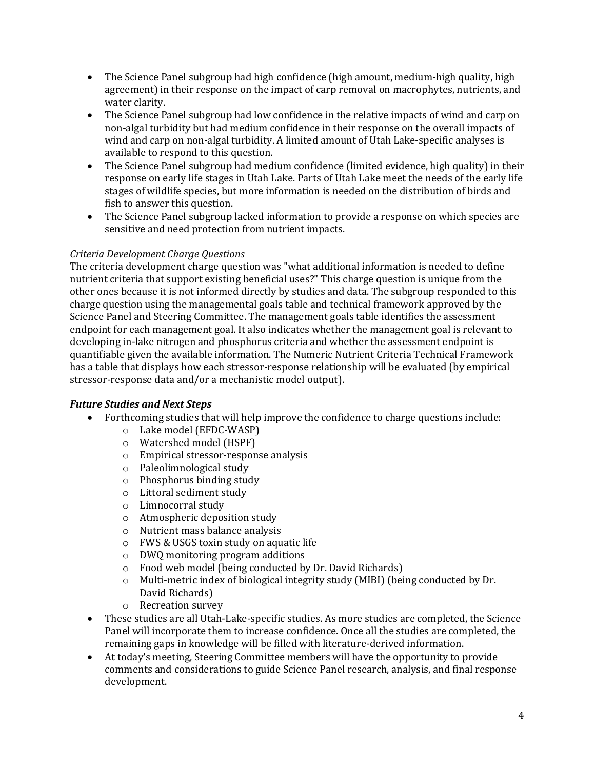- The Science Panel subgroup had high confidence (high amount, medium-high quality, high agreement) in their response on the impact of carp removal on macrophytes, nutrients, and water clarity.
- The Science Panel subgroup had low confidence in the relative impacts of wind and carp on non-algal turbidity but had medium confidence in their response on the overall impacts of wind and carp on non-algal turbidity. A limited amount of Utah Lake-specific analyses is available to respond to this question.
- The Science Panel subgroup had medium confidence (limited evidence, high quality) in their response on early life stages in Utah Lake. Parts of Utah Lake meet the needs of the early life stages of wildlife species, but more information is needed on the distribution of birds and fish to answer this question.
- The Science Panel subgroup lacked information to provide a response on which species are sensitive and need protection from nutrient impacts.

*Criteria Development Charge Questions*

The criteria development charge question was "what additional information is needed to define nutrient criteria that support existing beneficial uses?" This charge question is unique from the other ones because it is not informed directly by studies and data. The subgroup responded to this charge question using the managemental goals table and technical framework approved by the Science Panel and Steering Committee. The management goals table identifies the assessment endpoint for each management goal. It also indicates whether the management goal is relevant to developing in-lake nitrogen and phosphorus criteria and whether the assessment endpoint is quantifiable given the available information. The Numeric Nutrient Criteria Technical Framework has a table that displays how each stressor-response relationship will be evaluated (by empirical stressor-response data and/or a mechanistic model output).

***Future Studies and Next Steps***

- Forthcoming studies that will help improve the confidence to charge questions include:
  - Lake model (EFDC-WASP)
  - Watershed model (HSPF)
  - Empirical stressor-response analysis
  - Paleolimnological study
  - Phosphorus binding study
  - Littoral sediment study
  - Limnocorral study
  - Atmospheric deposition study
  - Nutrient mass balance analysis
  - FWS & USGS toxin study on aquatic life
  - DWQ monitoring program additions
  - Food web model (being conducted by Dr. David Richards)
  - Multi-metric index of biological integrity study (MIBI) (being conducted by Dr. David Richards)
  - Recreation survey
- These studies are all Utah-Lake-specific studies. As more studies are completed, the Science Panel will incorporate them to increase confidence. Once all the studies are completed, the remaining gaps in knowledge will be filled with literature-derived information.
- At today's meeting, Steering Committee members will have the opportunity to provide comments and considerations to guide Science Panel research, analysis, and final response development.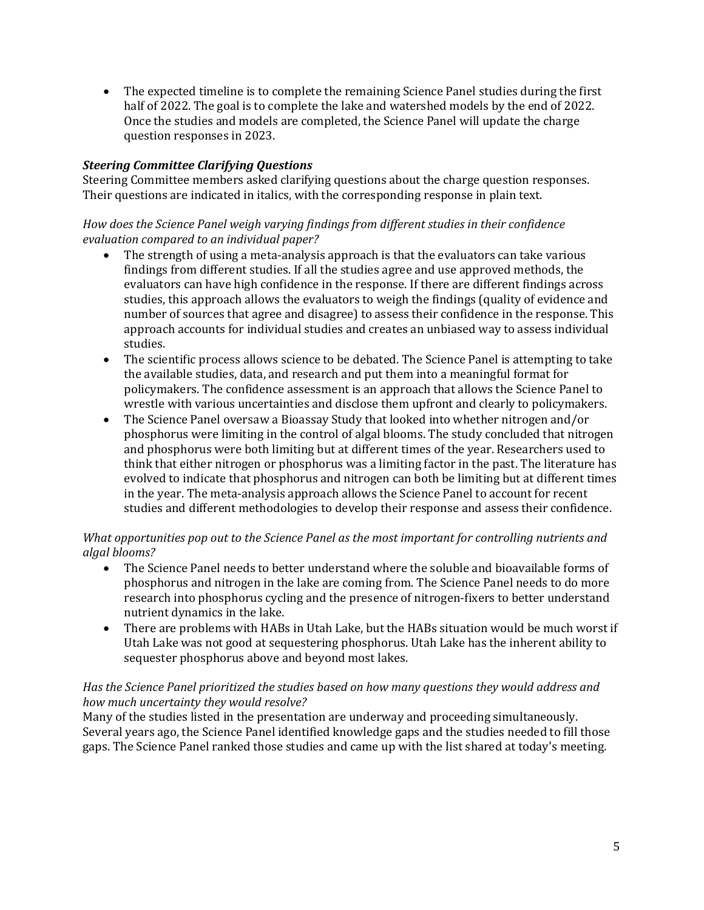- The expected timeline is to complete the remaining Science Panel studies during the first half of 2022. The goal is to complete the lake and watershed models by the end of 2022. Once the studies and models are completed, the Science Panel will update the charge question responses in 2023.

***Steering Committee Clarifying Questions***

Steering Committee members asked clarifying questions about the charge question responses. Their questions are indicated in italics, with the corresponding response in plain text.

*How does the Science Panel weigh varying findings from different studies in their confidence evaluation compared to an individual paper?*

- The strength of using a meta-analysis approach is that the evaluators can take various findings from different studies. If all the studies agree and use approved methods, the evaluators can have high confidence in the response. If there are different findings across studies, this approach allows the evaluators to weigh the findings (quality of evidence and number of sources that agree and disagree) to assess their confidence in the response. This approach accounts for individual studies and creates an unbiased way to assess individual studies.
- The scientific process allows science to be debated. The Science Panel is attempting to take the available studies, data, and research and put them into a meaningful format for policymakers. The confidence assessment is an approach that allows the Science Panel to wrestle with various uncertainties and disclose them upfront and clearly to policymakers.
- The Science Panel oversaw a Bioassay Study that looked into whether nitrogen and/or phosphorus were limiting in the control of algal blooms. The study concluded that nitrogen and phosphorus were both limiting but at different times of the year. Researchers used to think that either nitrogen or phosphorus was a limiting factor in the past. The literature has evolved to indicate that phosphorus and nitrogen can both be limiting but at different times in the year. The meta-analysis approach allows the Science Panel to account for recent studies and different methodologies to develop their response and assess their confidence.

*What opportunities pop out to the Science Panel as the most important for controlling nutrients and algal blooms?*

- The Science Panel needs to better understand where the soluble and bioavailable forms of phosphorus and nitrogen in the lake are coming from. The Science Panel needs to do more research into phosphorus cycling and the presence of nitrogen-fixers to better understand nutrient dynamics in the lake.
- There are problems with HABs in Utah Lake, but the HABs situation would be much worst if Utah Lake was not good at sequestering phosphorus. Utah Lake has the inherent ability to sequester phosphorus above and beyond most lakes.

*Has the Science Panel prioritized the studies based on how many questions they would address and how much uncertainty they would resolve?*

Many of the studies listed in the presentation are underway and proceeding simultaneously. Several years ago, the Science Panel identified knowledge gaps and the studies needed to fill those gaps. The Science Panel ranked those studies and came up with the list shared at today's meeting.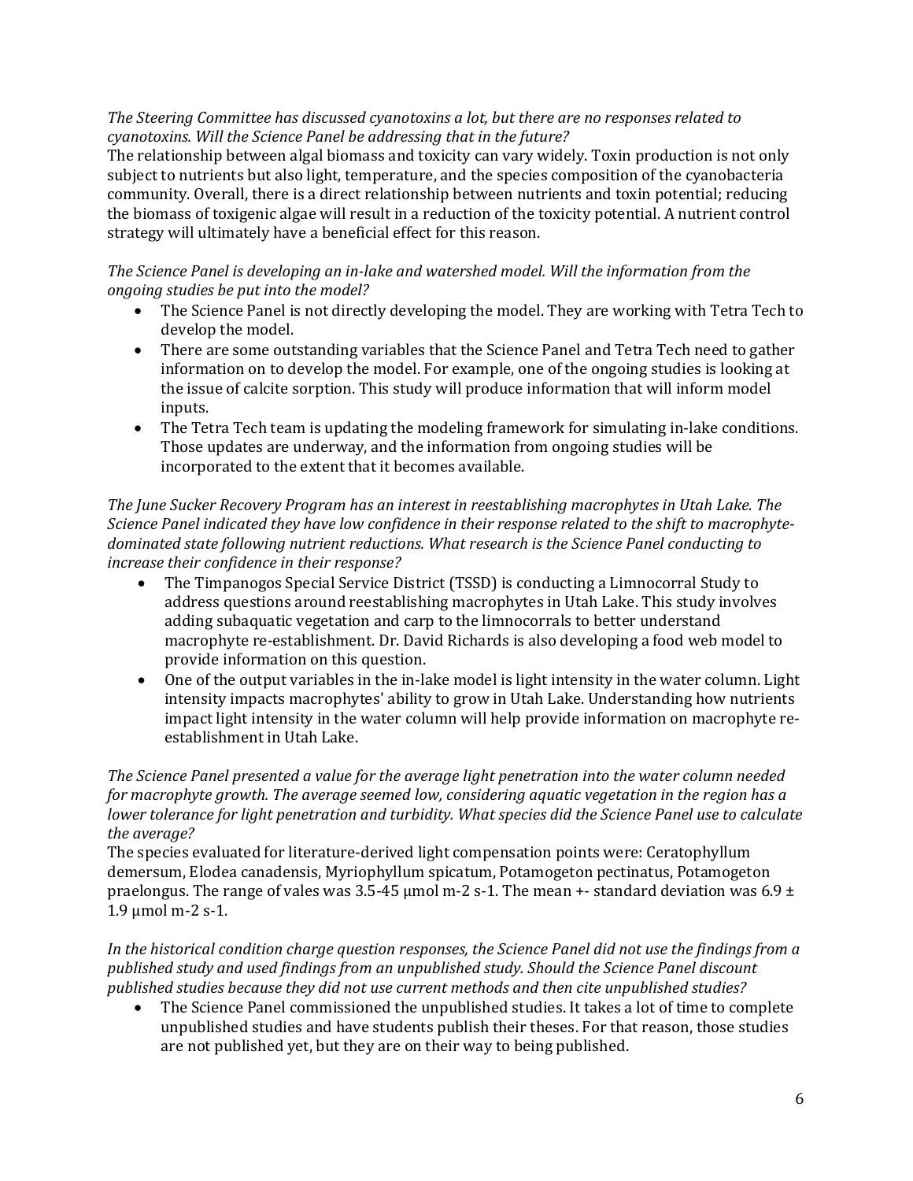*The Steering Committee has discussed cyanotoxins a lot, but there are no responses related to cyanotoxins. Will the Science Panel be addressing that in the future?*

The relationship between algal biomass and toxicity can vary widely. Toxin production is not only subject to nutrients but also light, temperature, and the species composition of the cyanobacteria community. Overall, there is a direct relationship between nutrients and toxin potential; reducing the biomass of toxigenic algae will result in a reduction of the toxicity potential. A nutrient control strategy will ultimately have a beneficial effect for this reason.

*The Science Panel is developing an in-lake and watershed model. Will the information from the ongoing studies be put into the model?*

- The Science Panel is not directly developing the model. They are working with Tetra Tech to develop the model.
- There are some outstanding variables that the Science Panel and Tetra Tech need to gather information on to develop the model. For example, one of the ongoing studies is looking at the issue of calcite sorption. This study will produce information that will inform model inputs.
- The Tetra Tech team is updating the modeling framework for simulating in-lake conditions. Those updates are underway, and the information from ongoing studies will be incorporated to the extent that it becomes available.

*The June Sucker Recovery Program has an interest in reestablishing macrophytes in Utah Lake. The Science Panel indicated they have low confidence in their response related to the shift to macrophyte-dominated state following nutrient reductions. What research is the Science Panel conducting to increase their confidence in their response?*

- The Timpanogos Special Service District (TSSD) is conducting a Limnocorral Study to address questions around reestablishing macrophytes in Utah Lake. This study involves adding subaquatic vegetation and carp to the limnocorrals to better understand macrophyte re-establishment. Dr. David Richards is also developing a food web model to provide information on this question.
- One of the output variables in the in-lake model is light intensity in the water column. Light intensity impacts macrophytes' ability to grow in Utah Lake. Understanding how nutrients impact light intensity in the water column will help provide information on macrophyte re-establishment in Utah Lake.

*The Science Panel presented a value for the average light penetration into the water column needed for macrophyte growth. The average seemed low, considering aquatic vegetation in the region has a lower tolerance for light penetration and turbidity. What species did the Science Panel use to calculate the average?*

The species evaluated for literature-derived light compensation points were: Ceratophyllum demersum, Elodea canadensis, Myriophyllum spicatum, Potamogeton pectinatus, Potamogeton praelongus. The range of vales was 3.5-45 μmol m-2 s-1. The mean +- standard deviation was 6.9 ± 1.9 μmol m-2 s-1.

*In the historical condition charge question responses, the Science Panel did not use the findings from a published study and used findings from an unpublished study. Should the Science Panel discount published studies because they did not use current methods and then cite unpublished studies?*

- The Science Panel commissioned the unpublished studies. It takes a lot of time to complete unpublished studies and have students publish their theses. For that reason, those studies are not published yet, but they are on their way to being published.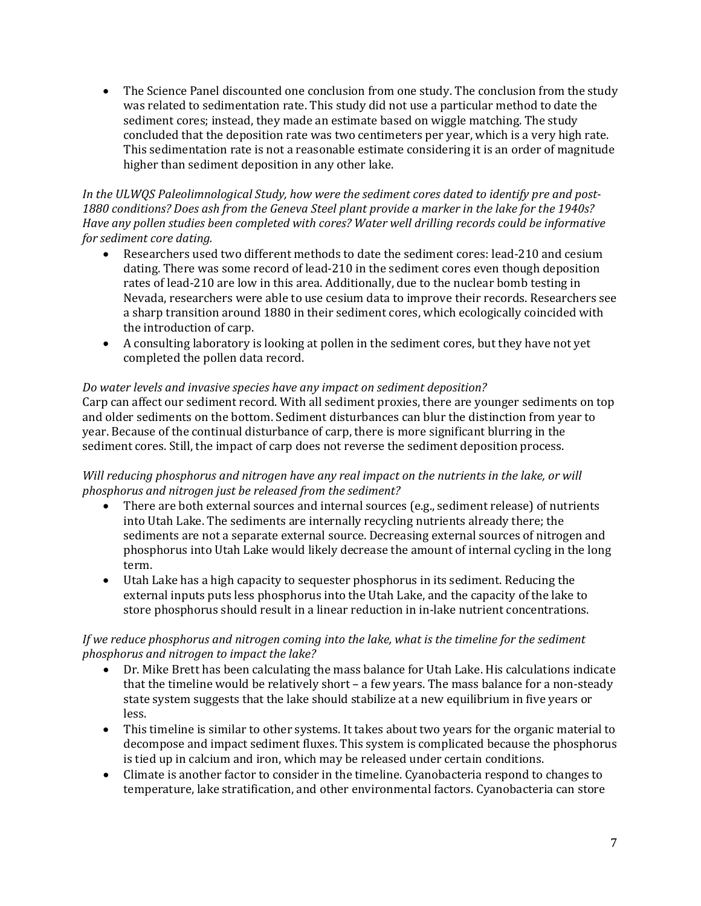- The Science Panel discounted one conclusion from one study. The conclusion from the study was related to sedimentation rate. This study did not use a particular method to date the sediment cores; instead, they made an estimate based on wiggle matching. The study concluded that the deposition rate was two centimeters per year, which is a very high rate. This sedimentation rate is not a reasonable estimate considering it is an order of magnitude higher than sediment deposition in any other lake.

*In the ULWQS Paleolimnological Study, how were the sediment cores dated to identify pre and post-1880 conditions? Does ash from the Geneva Steel plant provide a marker in the lake for the 1940s? Have any pollen studies been completed with cores? Water well drilling records could be informative for sediment core dating.*

- Researchers used two different methods to date the sediment cores: lead-210 and cesium dating. There was some record of lead-210 in the sediment cores even though deposition rates of lead-210 are low in this area. Additionally, due to the nuclear bomb testing in Nevada, researchers were able to use cesium data to improve their records. Researchers see a sharp transition around 1880 in their sediment cores, which ecologically coincided with the introduction of carp.
- A consulting laboratory is looking at pollen in the sediment cores, but they have not yet completed the pollen data record.

*Do water levels and invasive species have any impact on sediment deposition?*

Carp can affect our sediment record. With all sediment proxies, there are younger sediments on top and older sediments on the bottom. Sediment disturbances can blur the distinction from year to year. Because of the continual disturbance of carp, there is more significant blurring in the sediment cores. Still, the impact of carp does not reverse the sediment deposition process.

*Will reducing phosphorus and nitrogen have any real impact on the nutrients in the lake, or will phosphorus and nitrogen just be released from the sediment?*

- There are both external sources and internal sources (e.g., sediment release) of nutrients into Utah Lake. The sediments are internally recycling nutrients already there; the sediments are not a separate external source. Decreasing external sources of nitrogen and phosphorus into Utah Lake would likely decrease the amount of internal cycling in the long term.
- Utah Lake has a high capacity to sequester phosphorus in its sediment. Reducing the external inputs puts less phosphorus into the Utah Lake, and the capacity of the lake to store phosphorus should result in a linear reduction in in-lake nutrient concentrations.

*If we reduce phosphorus and nitrogen coming into the lake, what is the timeline for the sediment phosphorus and nitrogen to impact the lake?*

- Dr. Mike Brett has been calculating the mass balance for Utah Lake. His calculations indicate that the timeline would be relatively short – a few years. The mass balance for a non-steady state system suggests that the lake should stabilize at a new equilibrium in five years or less.
- This timeline is similar to other systems. It takes about two years for the organic material to decompose and impact sediment fluxes. This system is complicated because the phosphorus is tied up in calcium and iron, which may be released under certain conditions.
- Climate is another factor to consider in the timeline. Cyanobacteria respond to changes to temperature, lake stratification, and other environmental factors. Cyanobacteria can store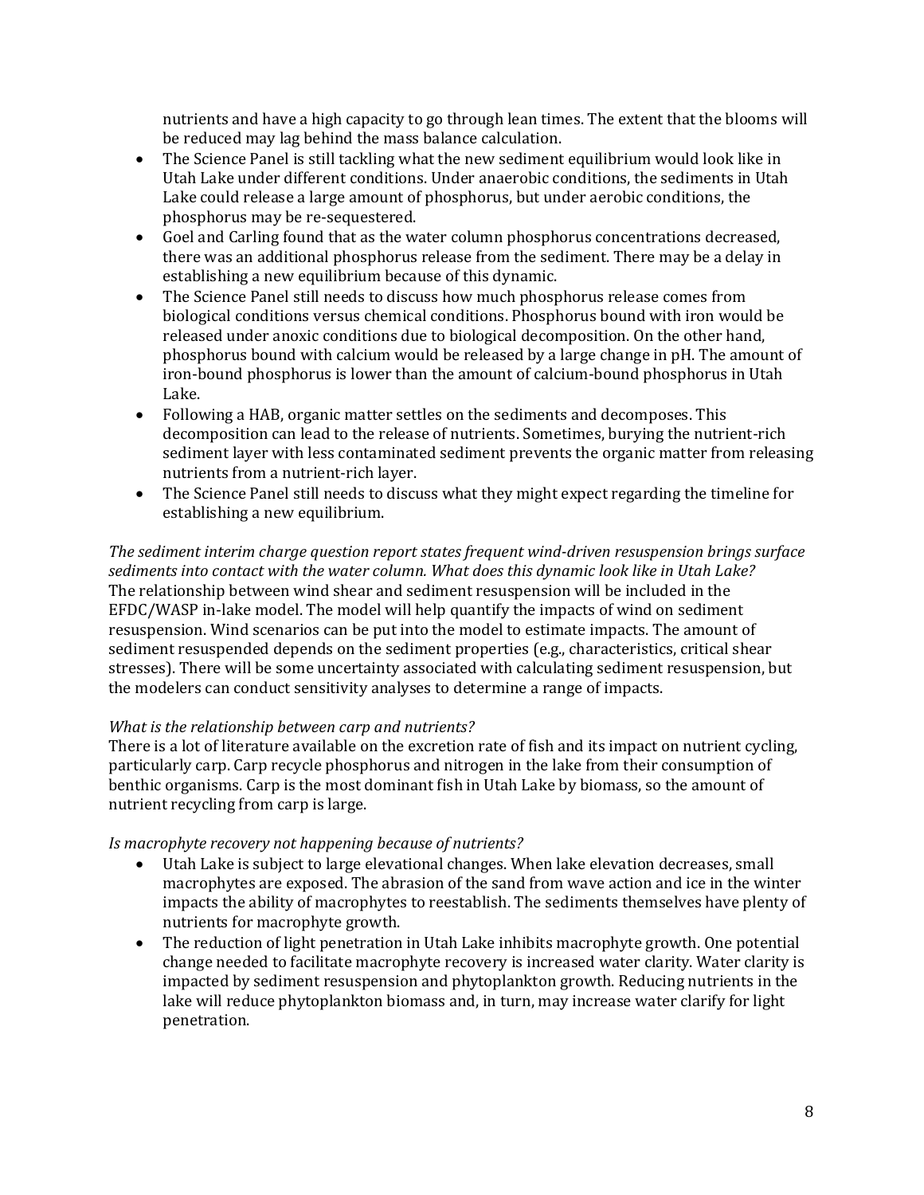nutrients and have a high capacity to go through lean times. The extent that the blooms will be reduced may lag behind the mass balance calculation.

- The Science Panel is still tackling what the new sediment equilibrium would look like in Utah Lake under different conditions. Under anaerobic conditions, the sediments in Utah Lake could release a large amount of phosphorus, but under aerobic conditions, the phosphorus may be re-sequestered.
- Goel and Carling found that as the water column phosphorus concentrations decreased, there was an additional phosphorus release from the sediment. There may be a delay in establishing a new equilibrium because of this dynamic.
- The Science Panel still needs to discuss how much phosphorus release comes from biological conditions versus chemical conditions. Phosphorus bound with iron would be released under anoxic conditions due to biological decomposition. On the other hand, phosphorus bound with calcium would be released by a large change in pH. The amount of iron-bound phosphorus is lower than the amount of calcium-bound phosphorus in Utah Lake.
- Following a HAB, organic matter settles on the sediments and decomposes. This decomposition can lead to the release of nutrients. Sometimes, burying the nutrient-rich sediment layer with less contaminated sediment prevents the organic matter from releasing nutrients from a nutrient-rich layer.
- The Science Panel still needs to discuss what they might expect regarding the timeline for establishing a new equilibrium.

*The sediment interim charge question report states frequent wind-driven resuspension brings surface sediments into contact with the water column. What does this dynamic look like in Utah Lake?*
The relationship between wind shear and sediment resuspension will be included in the EFDC/WASP in-lake model. The model will help quantify the impacts of wind on sediment resuspension. Wind scenarios can be put into the model to estimate impacts. The amount of sediment resuspended depends on the sediment properties (e.g., characteristics, critical shear stresses). There will be some uncertainty associated with calculating sediment resuspension, but the modelers can conduct sensitivity analyses to determine a range of impacts.

*What is the relationship between carp and nutrients?*
There is a lot of literature available on the excretion rate of fish and its impact on nutrient cycling, particularly carp. Carp recycle phosphorus and nitrogen in the lake from their consumption of benthic organisms. Carp is the most dominant fish in Utah Lake by biomass, so the amount of nutrient recycling from carp is large.

*Is macrophyte recovery not happening because of nutrients?*

- Utah Lake is subject to large elevational changes. When lake elevation decreases, small macrophytes are exposed. The abrasion of the sand from wave action and ice in the winter impacts the ability of macrophytes to reestablish. The sediments themselves have plenty of nutrients for macrophyte growth.
- The reduction of light penetration in Utah Lake inhibits macrophyte growth. One potential change needed to facilitate macrophyte recovery is increased water clarity. Water clarity is impacted by sediment resuspension and phytoplankton growth. Reducing nutrients in the lake will reduce phytoplankton biomass and, in turn, may increase water clarify for light penetration.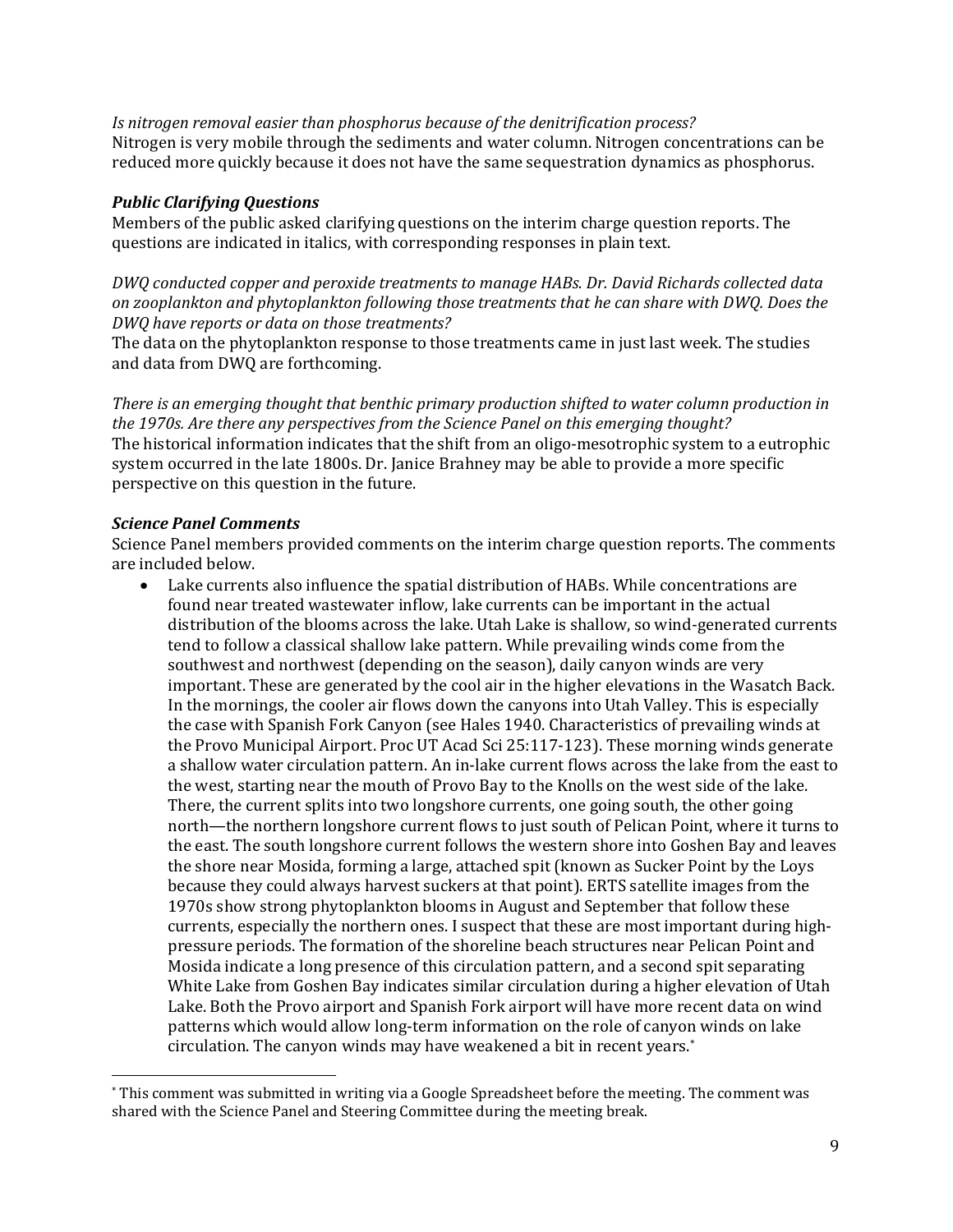*Is nitrogen removal easier than phosphorus because of the denitrification process?*
Nitrogen is very mobile through the sediments and water column. Nitrogen concentrations can be reduced more quickly because it does not have the same sequestration dynamics as phosphorus.

### *Public Clarifying Questions*

Members of the public asked clarifying questions on the interim charge question reports. The questions are indicated in italics, with corresponding responses in plain text.

*DWQ conducted copper and peroxide treatments to manage HABs. Dr. David Richards collected data on zooplankton and phytoplankton following those treatments that he can share with DWQ. Does the DWQ have reports or data on those treatments?*
The data on the phytoplankton response to those treatments came in just last week. The studies and data from DWQ are forthcoming.

*There is an emerging thought that benthic primary production shifted to water column production in the 1970s. Are there any perspectives from the Science Panel on this emerging thought?*
The historical information indicates that the shift from an oligo-mesotrophic system to a eutrophic system occurred in the late 1800s. Dr. Janice Brahney may be able to provide a more specific perspective on this question in the future.

### *Science Panel Comments*

Science Panel members provided comments on the interim charge question reports. The comments are included below.

- Lake currents also influence the spatial distribution of HABs. While concentrations are found near treated wastewater inflow, lake currents can be important in the actual distribution of the blooms across the lake. Utah Lake is shallow, so wind-generated currents tend to follow a classical shallow lake pattern. While prevailing winds come from the southwest and northwest (depending on the season), daily canyon winds are very important. These are generated by the cool air in the higher elevations in the Wasatch Back. In the mornings, the cooler air flows down the canyons into Utah Valley. This is especially the case with Spanish Fork Canyon (see Hales 1940. Characteristics of prevailing winds at the Provo Municipal Airport. Proc UT Acad Sci 25:117-123). These morning winds generate a shallow water circulation pattern. An in-lake current flows across the lake from the east to the west, starting near the mouth of Provo Bay to the Knolls on the west side of the lake. There, the current splits into two longshore currents, one going south, the other going north—the northern longshore current flows to just south of Pelican Point, where it turns to the east. The south longshore current follows the western shore into Goshen Bay and leaves the shore near Mosida, forming a large, attached spit (known as Sucker Point by the Loys because they could always harvest suckers at that point). ERTS satellite images from the 1970s show strong phytoplankton blooms in August and September that follow these currents, especially the northern ones. I suspect that these are most important during high-pressure periods. The formation of the shoreline beach structures near Pelican Point and Mosida indicate a long presence of this circulation pattern, and a second spit separating White Lake from Goshen Bay indicates similar circulation during a higher elevation of Utah Lake. Both the Provo airport and Spanish Fork airport will have more recent data on wind patterns which would allow long-term information on the role of canyon winds on lake circulation. The canyon winds may have weakened a bit in recent years.*

* This comment was submitted in writing via a Google Spreadsheet before the meeting. The comment was shared with the Science Panel and Steering Committee during the meeting break.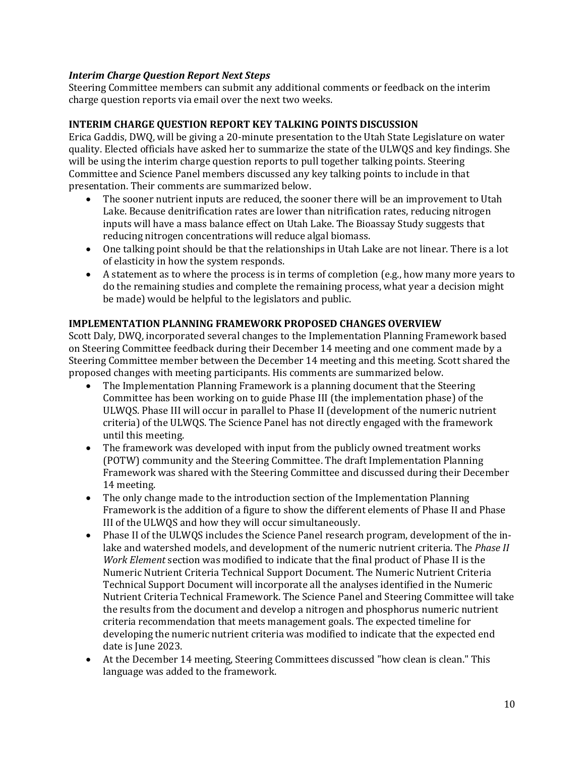***Interim Charge Question Report Next Steps***

Steering Committee members can submit any additional comments or feedback on the interim charge question reports via email over the next two weeks.

**INTERIM CHARGE QUESTION REPORT KEY TALKING POINTS DISCUSSION**

Erica Gaddis, DWQ, will be giving a 20-minute presentation to the Utah State Legislature on water quality. Elected officials have asked her to summarize the state of the ULWQS and key findings. She will be using the interim charge question reports to pull together talking points. Steering Committee and Science Panel members discussed any key talking points to include in that presentation. Their comments are summarized below.

- The sooner nutrient inputs are reduced, the sooner there will be an improvement to Utah Lake. Because denitrification rates are lower than nitrification rates, reducing nitrogen inputs will have a mass balance effect on Utah Lake. The Bioassay Study suggests that reducing nitrogen concentrations will reduce algal biomass.
- One talking point should be that the relationships in Utah Lake are not linear. There is a lot of elasticity in how the system responds.
- A statement as to where the process is in terms of completion (e.g., how many more years to do the remaining studies and complete the remaining process, what year a decision might be made) would be helpful to the legislators and public.

**IMPLEMENTATION PLANNING FRAMEWORK PROPOSED CHANGES OVERVIEW**

Scott Daly, DWQ, incorporated several changes to the Implementation Planning Framework based on Steering Committee feedback during their December 14 meeting and one comment made by a Steering Committee member between the December 14 meeting and this meeting. Scott shared the proposed changes with meeting participants. His comments are summarized below.

- The Implementation Planning Framework is a planning document that the Steering Committee has been working on to guide Phase III (the implementation phase) of the ULWQS. Phase III will occur in parallel to Phase II (development of the numeric nutrient criteria) of the ULWQS. The Science Panel has not directly engaged with the framework until this meeting.
- The framework was developed with input from the publicly owned treatment works (POTW) community and the Steering Committee. The draft Implementation Planning Framework was shared with the Steering Committee and discussed during their December 14 meeting.
- The only change made to the introduction section of the Implementation Planning Framework is the addition of a figure to show the different elements of Phase II and Phase III of the ULWQS and how they will occur simultaneously.
- Phase II of the ULWQS includes the Science Panel research program, development of the in-lake and watershed models, and development of the numeric nutrient criteria. The *Phase II Work Element* section was modified to indicate that the final product of Phase II is the Numeric Nutrient Criteria Technical Support Document. The Numeric Nutrient Criteria Technical Support Document will incorporate all the analyses identified in the Numeric Nutrient Criteria Technical Framework. The Science Panel and Steering Committee will take the results from the document and develop a nitrogen and phosphorus numeric nutrient criteria recommendation that meets management goals. The expected timeline for developing the numeric nutrient criteria was modified to indicate that the expected end date is June 2023.
- At the December 14 meeting, Steering Committees discussed "how clean is clean." This language was added to the framework.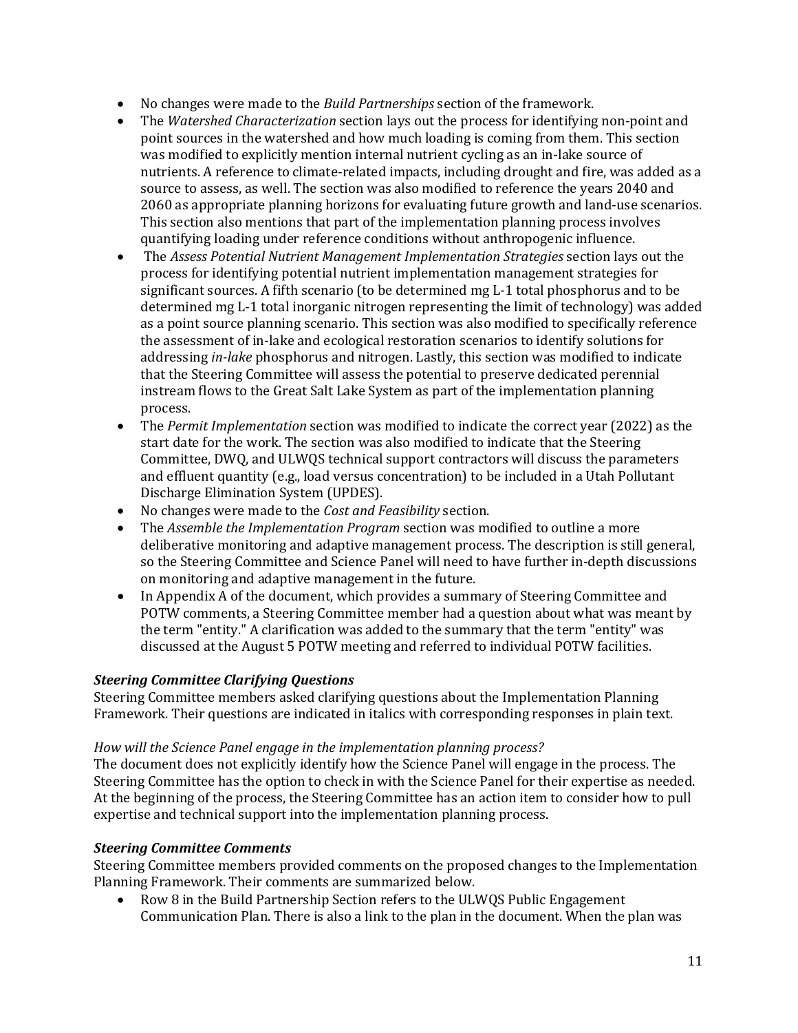- No changes were made to the *Build Partnerships* section of the framework.
- The *Watershed Characterization* section lays out the process for identifying non-point and point sources in the watershed and how much loading is coming from them. This section was modified to explicitly mention internal nutrient cycling as an in-lake source of nutrients. A reference to climate-related impacts, including drought and fire, was added as a source to assess, as well. The section was also modified to reference the years 2040 and 2060 as appropriate planning horizons for evaluating future growth and land-use scenarios. This section also mentions that part of the implementation planning process involves quantifying loading under reference conditions without anthropogenic influence.
- The *Assess Potential Nutrient Management Implementation Strategies* section lays out the process for identifying potential nutrient implementation management strategies for significant sources. A fifth scenario (to be determined mg L-1 total phosphorus and to be determined mg L-1 total inorganic nitrogen representing the limit of technology) was added as a point source planning scenario. This section was also modified to specifically reference the assessment of in-lake and ecological restoration scenarios to identify solutions for addressing *in-lake* phosphorus and nitrogen. Lastly, this section was modified to indicate that the Steering Committee will assess the potential to preserve dedicated perennial instream flows to the Great Salt Lake System as part of the implementation planning process.
- The *Permit Implementation* section was modified to indicate the correct year (2022) as the start date for the work. The section was also modified to indicate that the Steering Committee, DWQ, and ULWQS technical support contractors will discuss the parameters and effluent quantity (e.g., load versus concentration) to be included in a Utah Pollutant Discharge Elimination System (UPDES).
- No changes were made to the *Cost and Feasibility* section.
- The *Assemble the Implementation Program* section was modified to outline a more deliberative monitoring and adaptive management process. The description is still general, so the Steering Committee and Science Panel will need to have further in-depth discussions on monitoring and adaptive management in the future.
- In Appendix A of the document, which provides a summary of Steering Committee and POTW comments, a Steering Committee member had a question about what was meant by the term "entity." A clarification was added to the summary that the term "entity" was discussed at the August 5 POTW meeting and referred to individual POTW facilities.

### *Steering Committee Clarifying Questions*

Steering Committee members asked clarifying questions about the Implementation Planning Framework. Their questions are indicated in italics with corresponding responses in plain text.

*How will the Science Panel engage in the implementation planning process?*
The document does not explicitly identify how the Science Panel will engage in the process. The Steering Committee has the option to check in with the Science Panel for their expertise as needed. At the beginning of the process, the Steering Committee has an action item to consider how to pull expertise and technical support into the implementation planning process.

### *Steering Committee Comments*

Steering Committee members provided comments on the proposed changes to the Implementation Planning Framework. Their comments are summarized below.

- Row 8 in the Build Partnership Section refers to the ULWQS Public Engagement Communication Plan. There is also a link to the plan in the document. When the plan was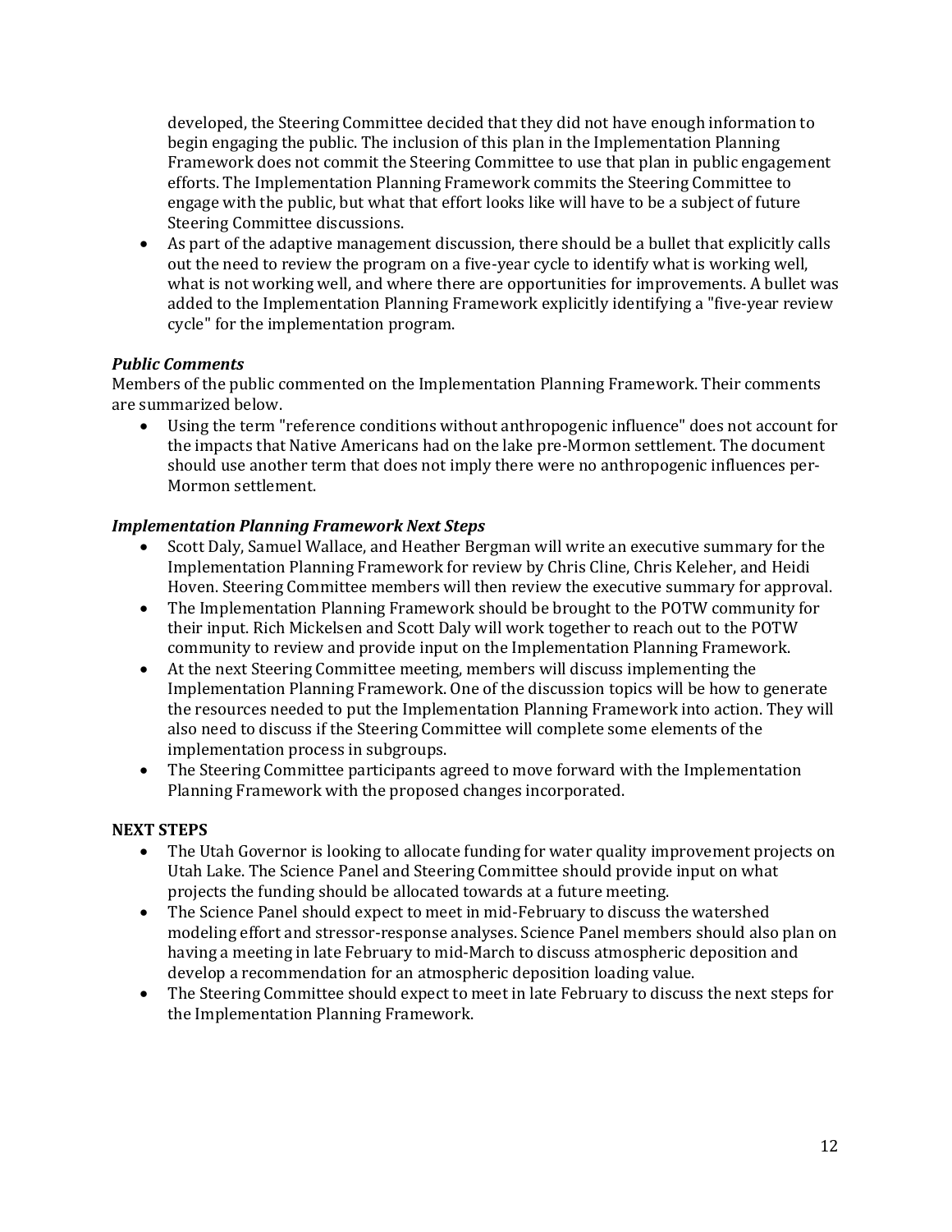developed, the Steering Committee decided that they did not have enough information to begin engaging the public. The inclusion of this plan in the Implementation Planning Framework does not commit the Steering Committee to use that plan in public engagement efforts. The Implementation Planning Framework commits the Steering Committee to engage with the public, but what that effort looks like will have to be a subject of future Steering Committee discussions.

- As part of the adaptive management discussion, there should be a bullet that explicitly calls out the need to review the program on a five-year cycle to identify what is working well, what is not working well, and where there are opportunities for improvements. A bullet was added to the Implementation Planning Framework explicitly identifying a "five-year review cycle" for the implementation program.

### *Public Comments*

Members of the public commented on the Implementation Planning Framework. Their comments are summarized below.

- Using the term "reference conditions without anthropogenic influence" does not account for the impacts that Native Americans had on the lake pre-Mormon settlement. The document should use another term that does not imply there were no anthropogenic influences per-Mormon settlement.

### *Implementation Planning Framework Next Steps*

- Scott Daly, Samuel Wallace, and Heather Bergman will write an executive summary for the Implementation Planning Framework for review by Chris Cline, Chris Keleher, and Heidi Hoven. Steering Committee members will then review the executive summary for approval.
- The Implementation Planning Framework should be brought to the POTW community for their input. Rich Mickelsen and Scott Daly will work together to reach out to the POTW community to review and provide input on the Implementation Planning Framework.
- At the next Steering Committee meeting, members will discuss implementing the Implementation Planning Framework. One of the discussion topics will be how to generate the resources needed to put the Implementation Planning Framework into action. They will also need to discuss if the Steering Committee will complete some elements of the implementation process in subgroups.
- The Steering Committee participants agreed to move forward with the Implementation Planning Framework with the proposed changes incorporated.

## NEXT STEPS

- The Utah Governor is looking to allocate funding for water quality improvement projects on Utah Lake. The Science Panel and Steering Committee should provide input on what projects the funding should be allocated towards at a future meeting.
- The Science Panel should expect to meet in mid-February to discuss the watershed modeling effort and stressor-response analyses. Science Panel members should also plan on having a meeting in late February to mid-March to discuss atmospheric deposition and develop a recommendation for an atmospheric deposition loading value.
- The Steering Committee should expect to meet in late February to discuss the next steps for the Implementation Planning Framework.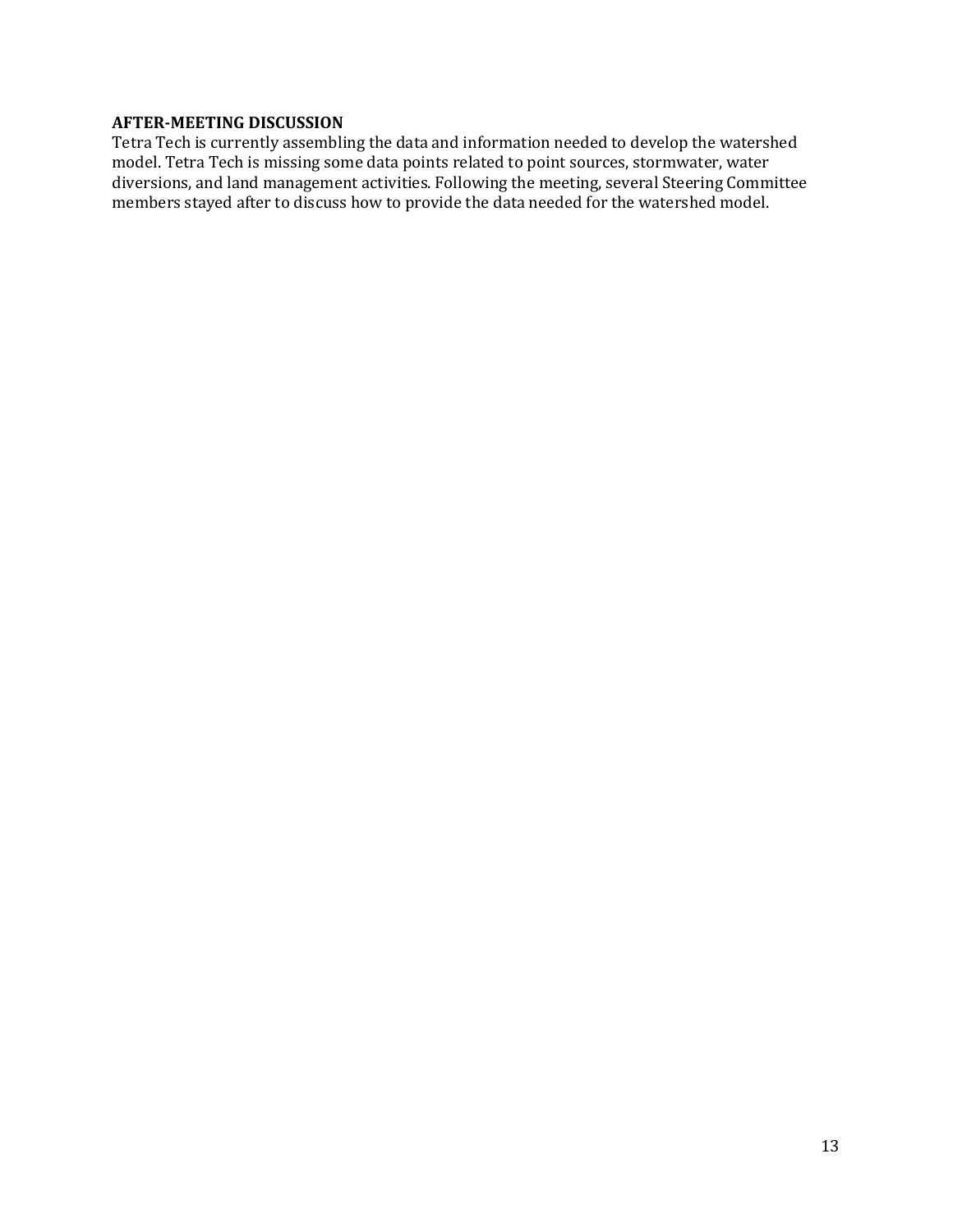**AFTER-MEETING DISCUSSION**

Tetra Tech is currently assembling the data and information needed to develop the watershed model. Tetra Tech is missing some data points related to point sources, stormwater, water diversions, and land management activities. Following the meeting, several Steering Committee members stayed after to discuss how to provide the data needed for the watershed model.